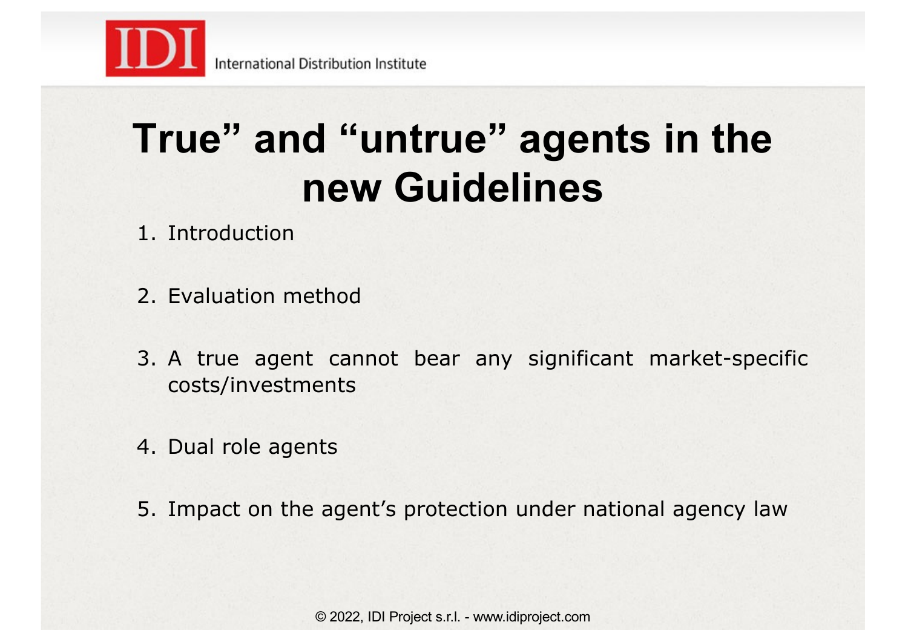# True” and “untrue” agents in the new Guidelines

1. Introduction

2. Evaluation method

3. A true agent cannot bear any significant market-specific costs/investments

4. Dual role agents

5. Impact on the agent’s protection under national agency law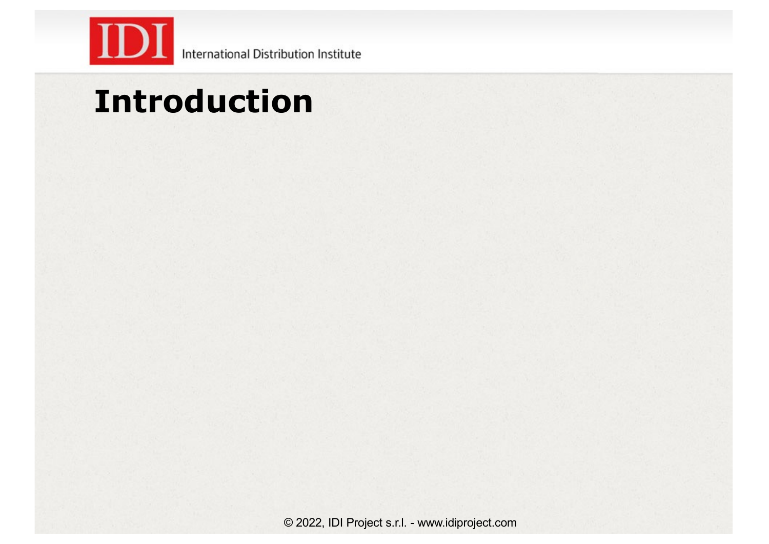# Introduction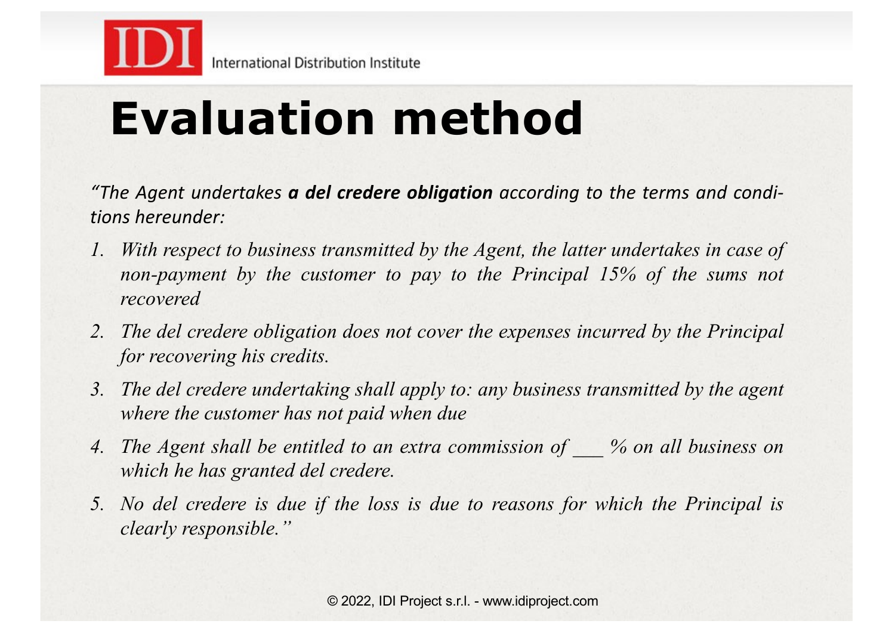# Evaluation method

*"The Agent undertakes **a del credere obligation** according to the terms and conditions hereunder:*

1. *With respect to business transmitted by the Agent, the latter undertakes in case of non-payment by the customer to pay to the Principal 15% of the sums not recovered*
2. *The del credere obligation does not cover the expenses incurred by the Principal for recovering his credits.*
3. *The del credere undertaking shall apply to: any business transmitted by the agent where the customer has not paid when due*
4. *The Agent shall be entitled to an extra commission of ___ % on all business on which he has granted del credere.*
5. *No del credere is due if the loss is due to reasons for which the Principal is clearly responsible."*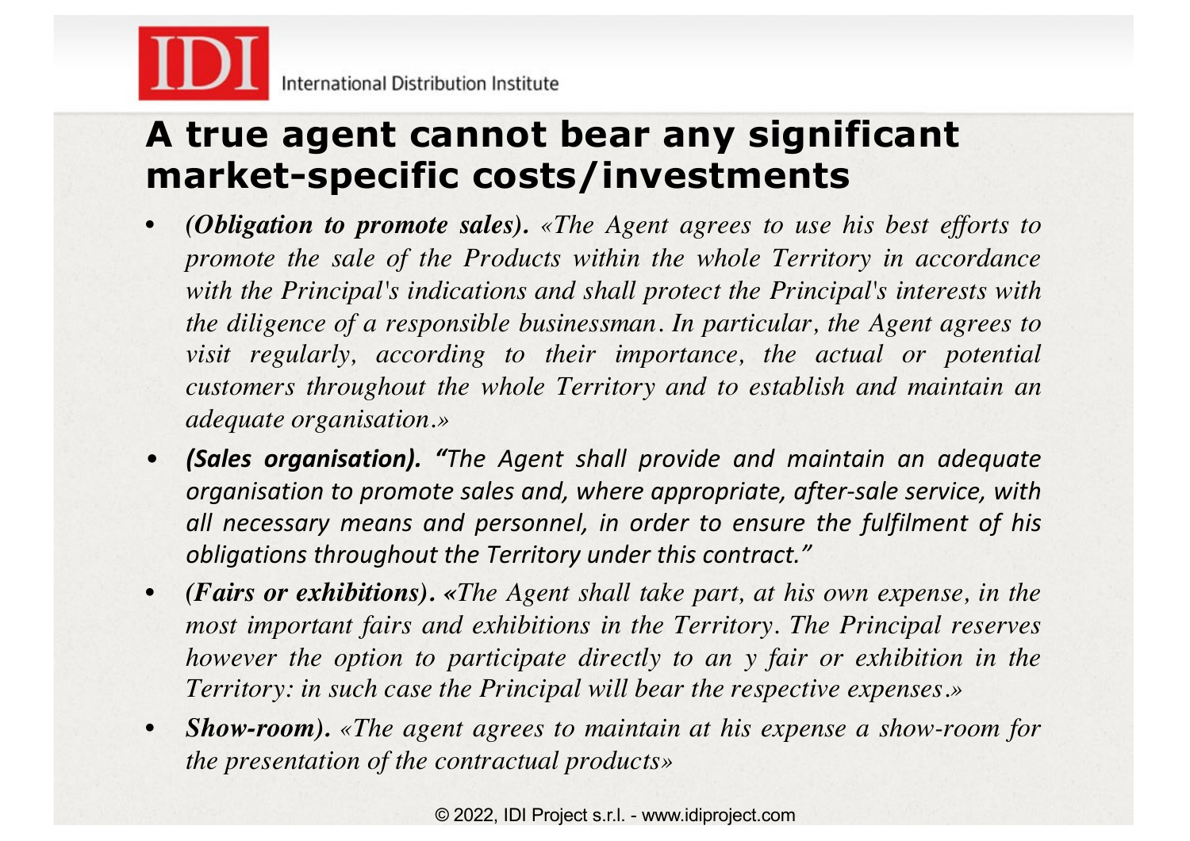## A true agent cannot bear any significant market-specific costs/investments

- ***(Obligation to promote sales).*** *«The Agent agrees to use his best efforts to promote the sale of the Products within the whole Territory in accordance with the Principal's indications and shall protect the Principal's interests with the diligence of a responsible businessman. In particular, the Agent agrees to visit regularly, according to their importance, the actual or potential customers throughout the whole Territory and to establish and maintain an adequate organisation.»*
- ***(Sales organisation).*** *"The Agent shall provide and maintain an adequate organisation to promote sales and, where appropriate, after-sale service, with all necessary means and personnel, in order to ensure the fulfilment of his obligations throughout the Territory under this contract."*
- ***(Fairs or exhibitions).*** *«The Agent shall take part, at his own expense, in the most important fairs and exhibitions in the Territory. The Principal reserves however the option to participate directly to an y fair or exhibition in the Territory: in such case the Principal will bear the respective expenses.»*
- ***Show-room).*** *«The agent agrees to maintain at his expense a show-room for the presentation of the contractual products»*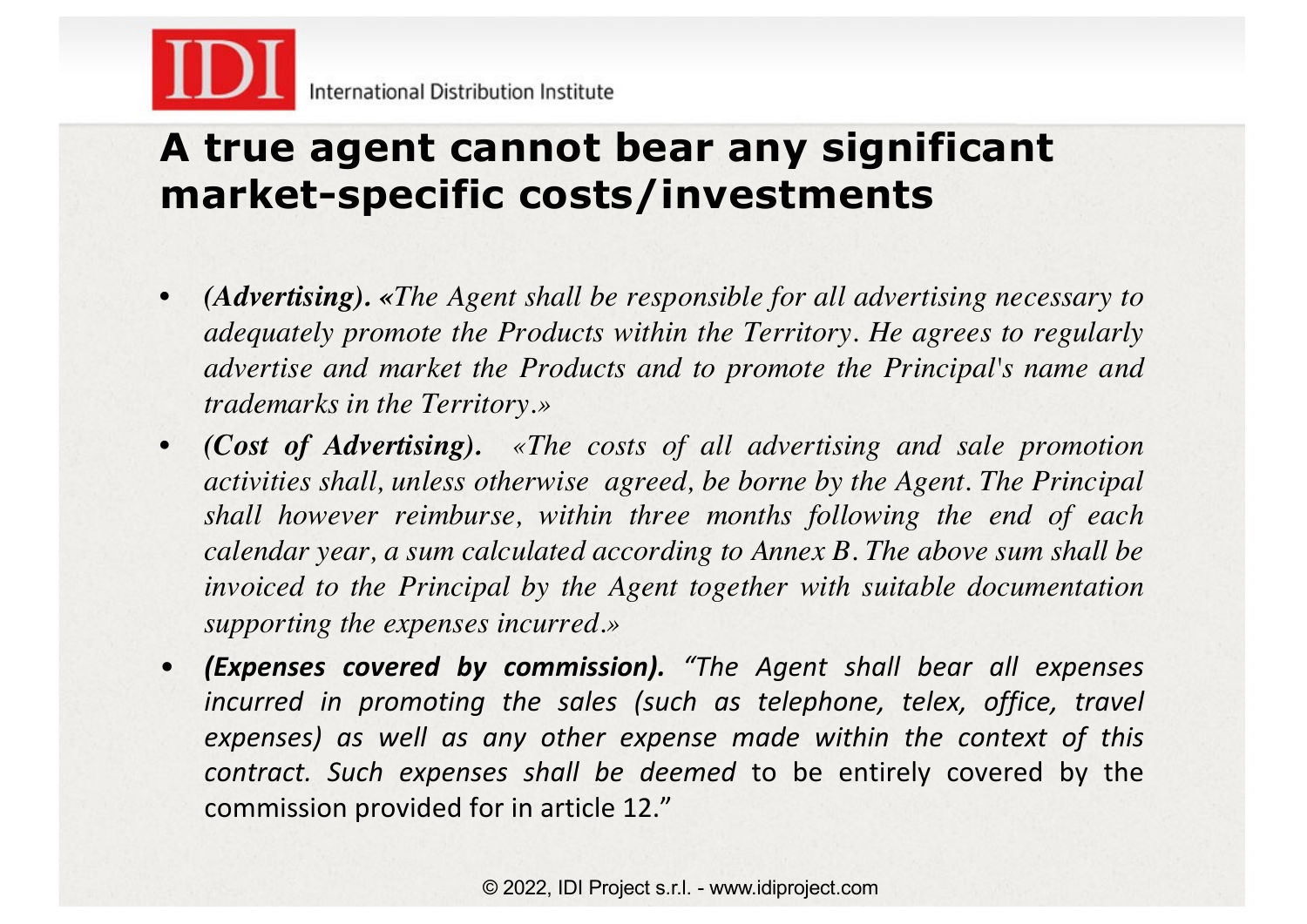# A true agent cannot bear any significant market-specific costs/investments

- ***(Advertising). «****The Agent shall be responsible for all advertising necessary to adequately promote the Products within the Territory. He agrees to regularly advertise and market the Products and to promote the Principal's name and trademarks in the Territory.»*
- ***(Cost of Advertising).*** *«The costs of all advertising and sale promotion activities shall, unless otherwise agreed, be borne by the Agent. The Principal shall however reimburse, within three months following the end of each calendar year, a sum calculated according to Annex B. The above sum shall be invoiced to the Principal by the Agent together with suitable documentation supporting the expenses incurred.»*
- ***(Expenses covered by commission).*** *"The Agent shall bear all expenses incurred in promoting the sales (such as telephone, telex, office, travel expenses) as well as any other expense made within the context of this contract. Such expenses shall be deemed* to be entirely covered by the commission provided for in article 12."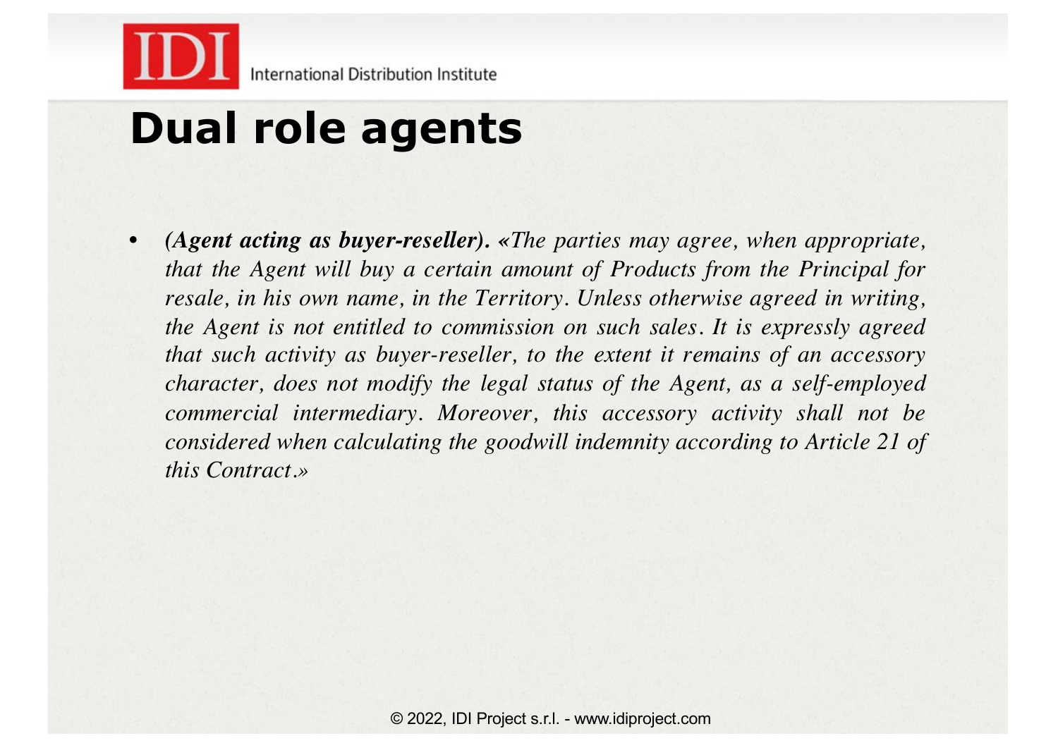# Dual role agents

- ***(Agent acting as buyer-reseller).*** *«The parties may agree, when appropriate, that the Agent will buy a certain amount of Products from the Principal for resale, in his own name, in the Territory. Unless otherwise agreed in writing, the Agent is not entitled to commission on such sales. It is expressly agreed that such activity as buyer-reseller, to the extent it remains of an accessory character, does not modify the legal status of the Agent, as a self-employed commercial intermediary. Moreover, this accessory activity shall not be considered when calculating the goodwill indemnity according to Article 21 of this Contract.»*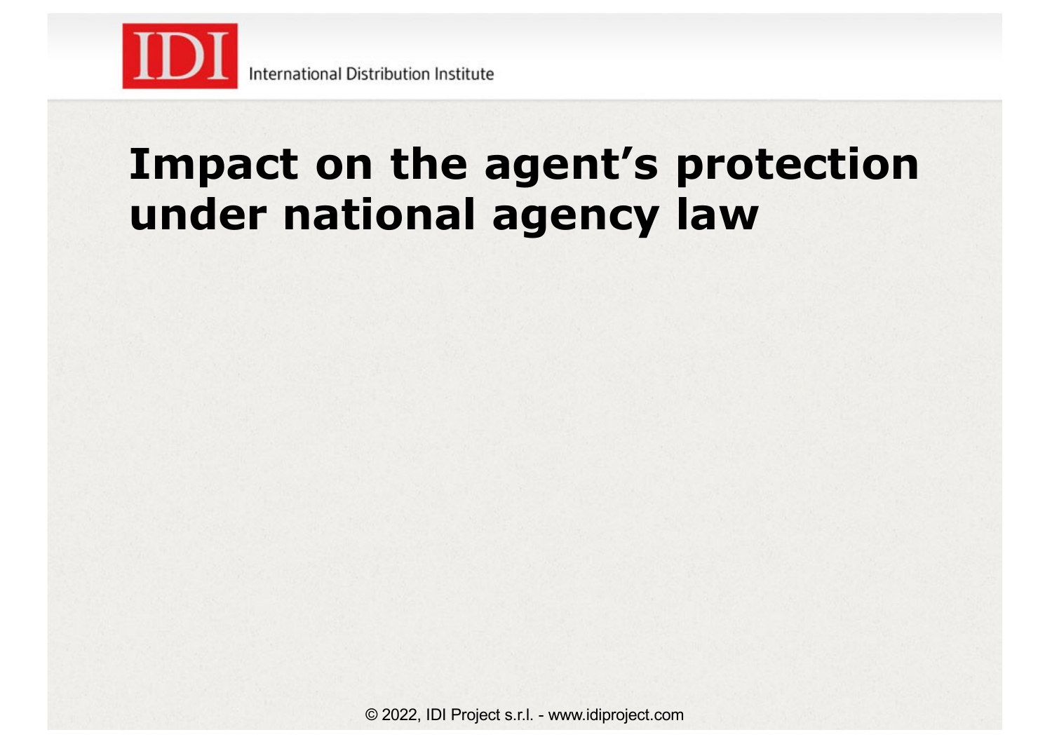# Impact on the agent's protection under national agency law